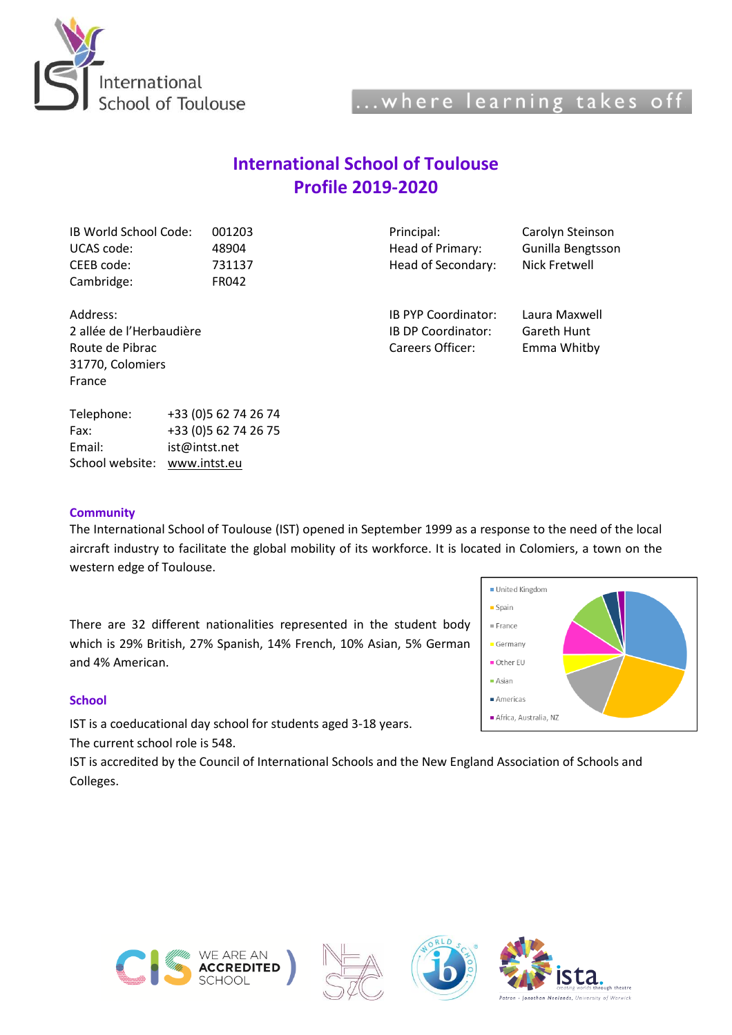International School of Toulouse

...where learning takes off

# International School of Toulouse Profile 2019-2020

| | |
|---|---|
| IB World School Code: | 001203 |
| UCAS code: | 48904 |
| CEEB code: | 731137 |
| Cambridge: | FR042 |

| | |
|---|---|
| Principal: | Carolyn Steinson |
| Head of Primary: | Gunilla Bengtsson |
| Head of Secondary: | Nick Fretwell |

Address:
2 allée de l'Herbaudière
Route de Pibrac
31770, Colomiers
France

| | |
|---|---|
| IB PYP Coordinator: | Laura Maxwell |
| IB DP Coordinator: | Gareth Hunt |
| Careers Officer: | Emma Whitby |

| | |
|---|---|
| Telephone: | +33 (0)5 62 74 26 74 |
| Fax: | +33 (0)5 62 74 26 75 |
| Email: | ist@intst.net |
| School website: | www.intst.eu |

## Community

The International School of Toulouse (IST) opened in September 1999 as a response to the need of the local aircraft industry to facilitate the global mobility of its workforce. It is located in Colomiers, a town on the western edge of Toulouse.

There are 32 different nationalities represented in the student body which is 29% British, 27% Spanish, 14% French, 10% Asian, 5% German and 4% American.

- United Kingdom
- Spain
- France
- Germany
- Other EU
- Asian
- Americas
- Africa, Australia, NZ

## School

IST is a coeducational day school for students aged 3-18 years.
The current school role is 548.
IST is accredited by the Council of International Schools and the New England Association of Schools and Colleges.

WE ARE AN ACCREDITED SCHOOL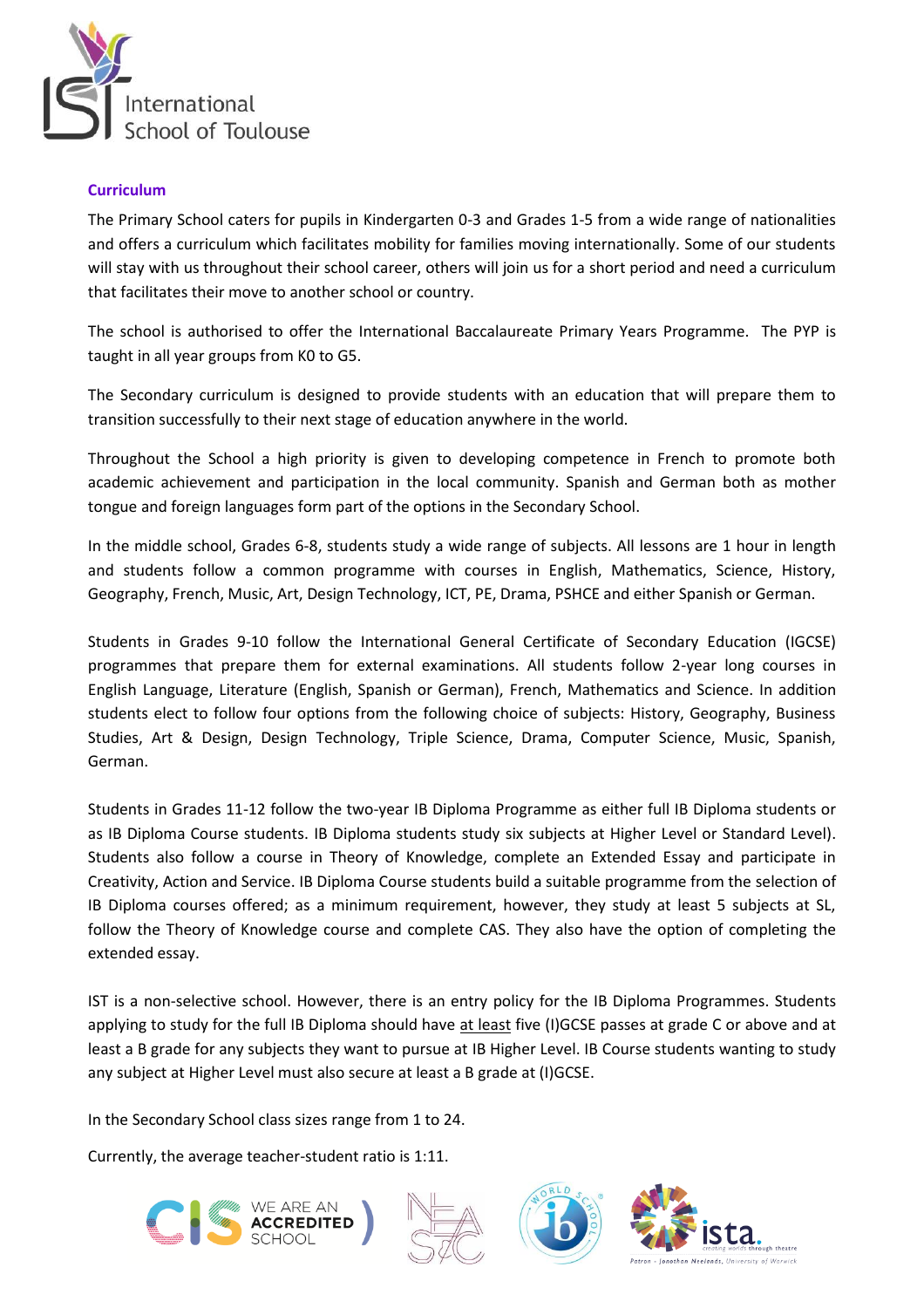## Curriculum

The Primary School caters for pupils in Kindergarten 0-3 and Grades 1-5 from a wide range of nationalities and offers a curriculum which facilitates mobility for families moving internationally. Some of our students will stay with us throughout their school career, others will join us for a short period and need a curriculum that facilitates their move to another school or country.

The school is authorised to offer the International Baccalaureate Primary Years Programme. The PYP is taught in all year groups from K0 to G5.

The Secondary curriculum is designed to provide students with an education that will prepare them to transition successfully to their next stage of education anywhere in the world.

Throughout the School a high priority is given to developing competence in French to promote both academic achievement and participation in the local community. Spanish and German both as mother tongue and foreign languages form part of the options in the Secondary School.

In the middle school, Grades 6-8, students study a wide range of subjects. All lessons are 1 hour in length and students follow a common programme with courses in English, Mathematics, Science, History, Geography, French, Music, Art, Design Technology, ICT, PE, Drama, PSHCE and either Spanish or German.

Students in Grades 9-10 follow the International General Certificate of Secondary Education (IGCSE) programmes that prepare them for external examinations. All students follow 2-year long courses in English Language, Literature (English, Spanish or German), French, Mathematics and Science. In addition students elect to follow four options from the following choice of subjects: History, Geography, Business Studies, Art & Design, Design Technology, Triple Science, Drama, Computer Science, Music, Spanish, German.

Students in Grades 11-12 follow the two-year IB Diploma Programme as either full IB Diploma students or as IB Diploma Course students. IB Diploma students study six subjects at Higher Level or Standard Level). Students also follow a course in Theory of Knowledge, complete an Extended Essay and participate in Creativity, Action and Service. IB Diploma Course students build a suitable programme from the selection of IB Diploma courses offered; as a minimum requirement, however, they study at least 5 subjects at SL, follow the Theory of Knowledge course and complete CAS. They also have the option of completing the extended essay.

IST is a non-selective school. However, there is an entry policy for the IB Diploma Programmes. Students applying to study for the full IB Diploma should have <u>at least</u> five (I)GCSE passes at grade C or above and at least a B grade for any subjects they want to pursue at IB Higher Level. IB Course students wanting to study any subject at Higher Level must also secure at least a B grade at (I)GCSE.

In the Secondary School class sizes range from 1 to 24.

Currently, the average teacher-student ratio is 1:11.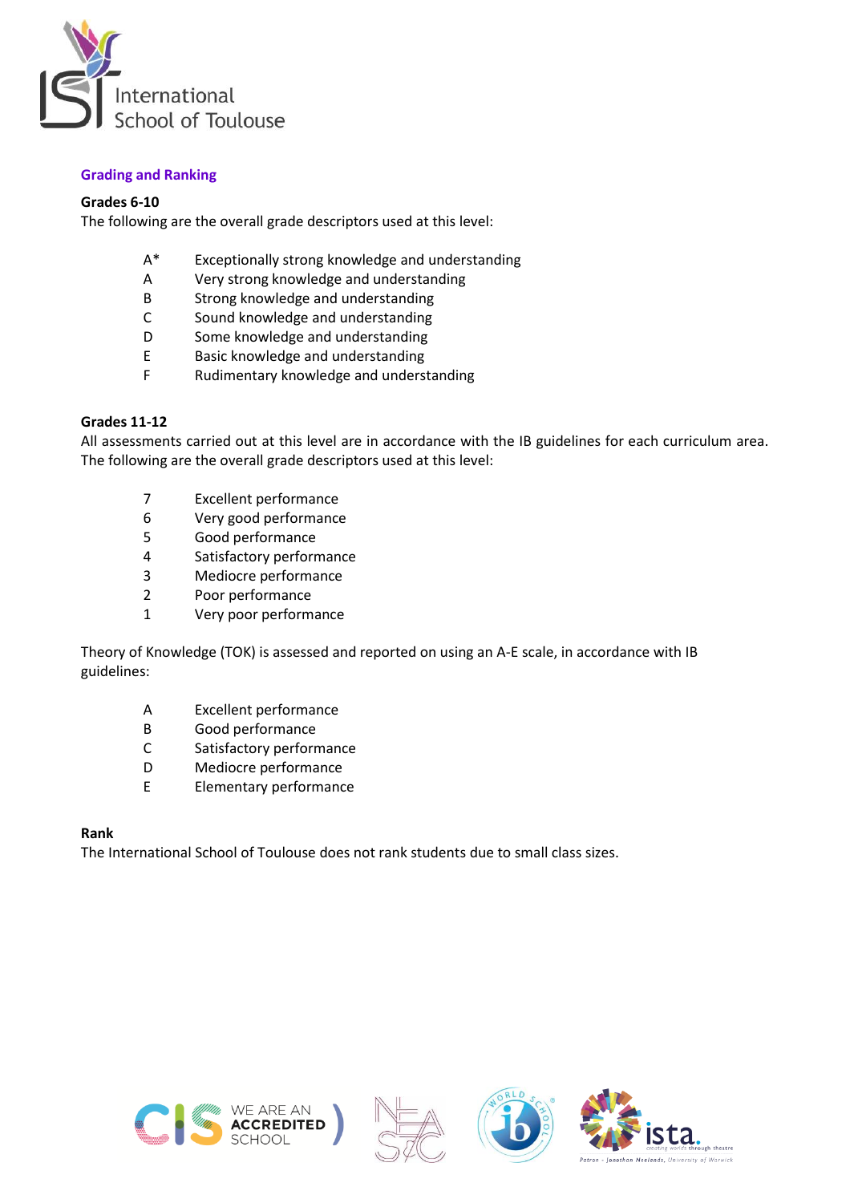## Grading and Ranking

**Grades 6-10**

The following are the overall grade descriptors used at this level:

| | |
|---|---|
| A* | Exceptionally strong knowledge and understanding |
| A | Very strong knowledge and understanding |
| B | Strong knowledge and understanding |
| C | Sound knowledge and understanding |
| D | Some knowledge and understanding |
| E | Basic knowledge and understanding |
| F | Rudimentary knowledge and understanding |

**Grades 11-12**

All assessments carried out at this level are in accordance with the IB guidelines for each curriculum area. The following are the overall grade descriptors used at this level:

| | |
|---|---|
| 7 | Excellent performance |
| 6 | Very good performance |
| 5 | Good performance |
| 4 | Satisfactory performance |
| 3 | Mediocre performance |
| 2 | Poor performance |
| 1 | Very poor performance |

Theory of Knowledge (TOK) is assessed and reported on using an A-E scale, in accordance with IB guidelines:

| | |
|---|---|
| A | Excellent performance |
| B | Good performance |
| C | Satisfactory performance |
| D | Mediocre performance |
| E | Elementary performance |

**Rank**

The International School of Toulouse does not rank students due to small class sizes.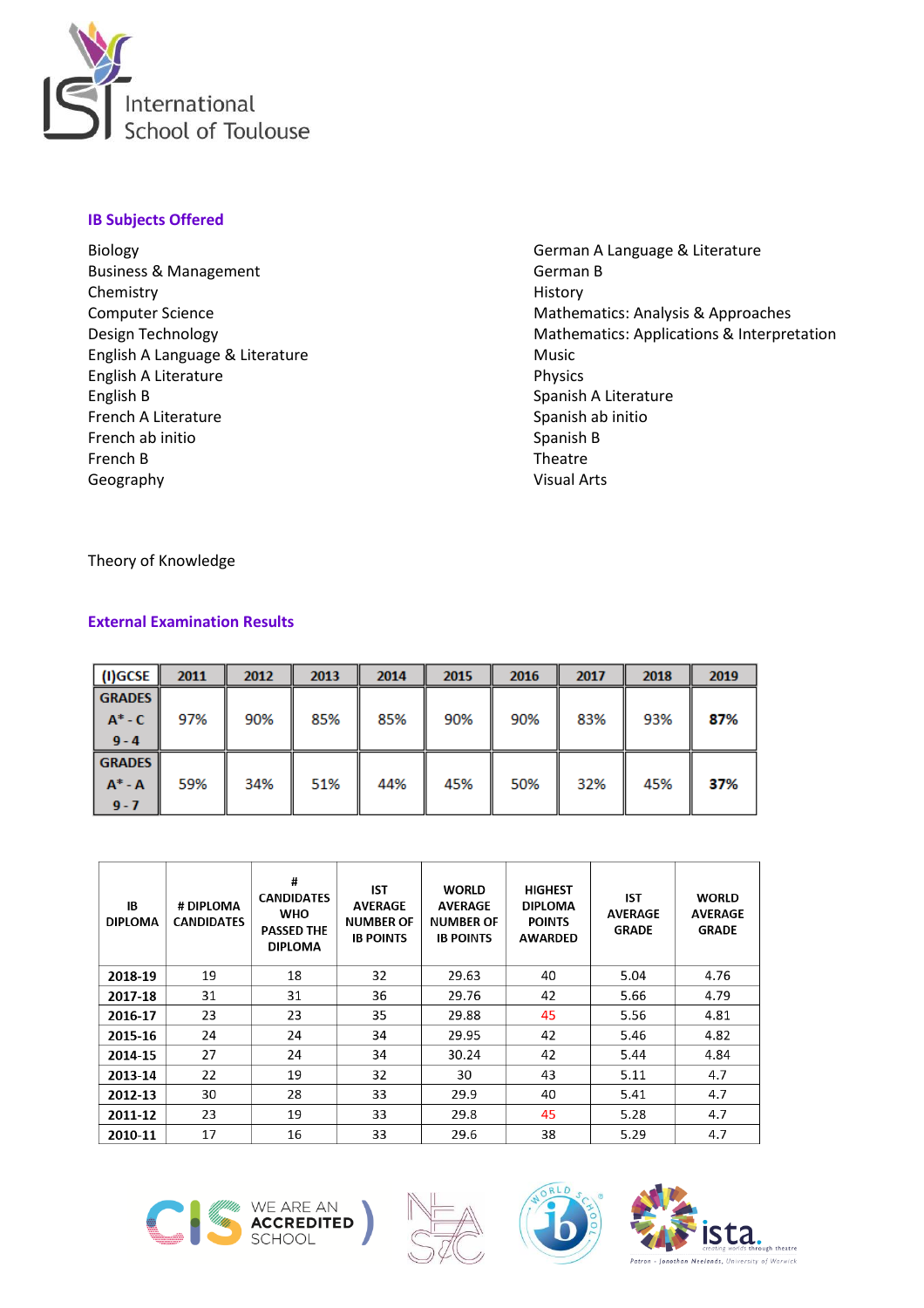## IB Subjects Offered

Biology
Business & Management
Chemistry
Computer Science
Design Technology
English A Language & Literature
English A Literature
English B
French A Literature
French ab initio
French B
Geography
German A Language & Literature
German B
History
Mathematics: Analysis & Approaches
Mathematics: Applications & Interpretation
Music
Physics
Spanish A Literature
Spanish ab initio
Spanish B
Theatre
Visual Arts

Theory of Knowledge

## External Examination Results

| (I)GCSE | 2011 | 2012 | 2013 | 2014 | 2015 | 2016 | 2017 | 2018 | 2019 |
|---|---|---|---|---|---|---|---|---|---|
| GRADES A* - C 9 - 4 | 97% | 90% | 85% | 85% | 90% | 90% | 83% | 93% | **87%** |
| GRADES A* - A 9 - 7 | 59% | 34% | 51% | 44% | 45% | 50% | 32% | 45% | **37%** |

| IB DIPLOMA | # DIPLOMA CANDIDATES | # CANDIDATES WHO PASSED THE DIPLOMA | IST AVERAGE NUMBER OF IB POINTS | WORLD AVERAGE NUMBER OF IB POINTS | HIGHEST DIPLOMA POINTS AWARDED | IST AVERAGE GRADE | WORLD AVERAGE GRADE |
|---|---|---|---|---|---|---|---|
| **2018-19** | 19 | 18 | 32 | 29.63 | 40 | 5.04 | 4.76 |
| **2017-18** | 31 | 31 | 36 | 29.76 | 42 | 5.66 | 4.79 |
| **2016-17** | 23 | 23 | 35 | 29.88 | 45 | 5.56 | 4.81 |
| **2015-16** | 24 | 24 | 34 | 29.95 | 42 | 5.46 | 4.82 |
| **2014-15** | 27 | 24 | 34 | 30.24 | 42 | 5.44 | 4.84 |
| **2013-14** | 22 | 19 | 32 | 30 | 43 | 5.11 | 4.7 |
| **2012-13** | 30 | 28 | 33 | 29.9 | 40 | 5.41 | 4.7 |
| **2011-12** | 23 | 19 | 33 | 29.8 | 45 | 5.28 | 4.7 |
| **2010-11** | 17 | 16 | 33 | 29.6 | 38 | 5.29 | 4.7 |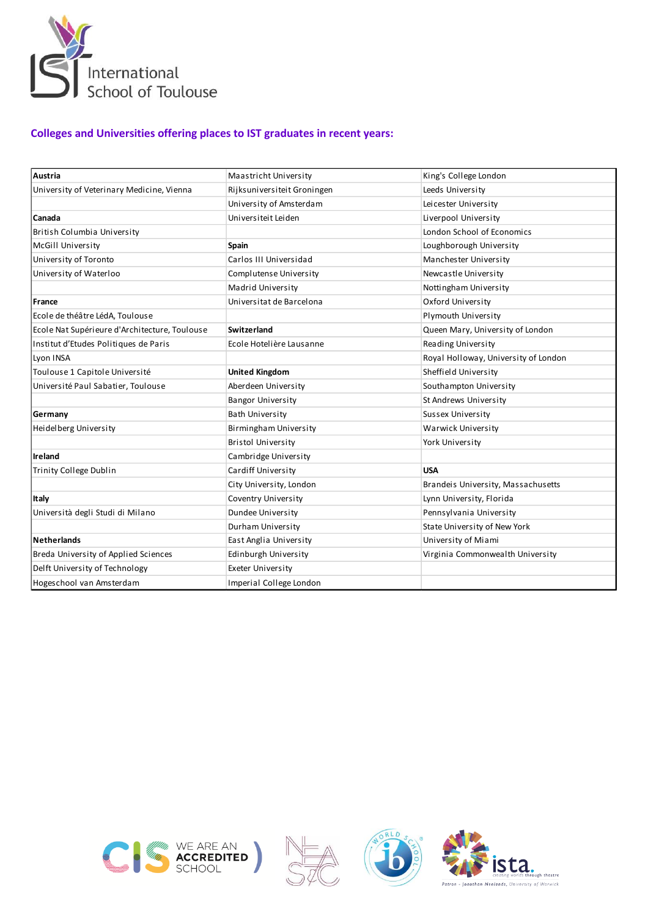International School of Toulouse

## Colleges and Universities offering places to IST graduates in recent years:

| | | |
|---|---|---|
| **Austria** | Maastricht University | King's College London |
| University of Veterinary Medicine, Vienna | Rijksuniversiteit Groningen | Leeds University |
| | University of Amsterdam | Leicester University |
| **Canada** | Universiteit Leiden | Liverpool University |
| British Columbia University | | London School of Economics |
| McGill University | **Spain** | Loughborough University |
| University of Toronto | Carlos III Universidad | Manchester University |
| University of Waterloo | Complutense University | Newcastle University |
| | Madrid University | Nottingham University |
| **France** | Universitat de Barcelona | Oxford University |
| Ecole de théâtre LédA, Toulouse | | Plymouth University |
| Ecole Nat Supérieure d'Architecture, Toulouse | **Switzerland** | Queen Mary, University of London |
| Institut d'Etudes Politiques de Paris | Ecole Hotelière Lausanne | Reading University |
| Lyon INSA | | Royal Holloway, University of London |
| Toulouse 1 Capitole Université | **United Kingdom** | Sheffield University |
| Université Paul Sabatier, Toulouse | Aberdeen University | Southampton University |
| | Bangor University | St Andrews University |
| **Germany** | Bath University | Sussex University |
| Heidelberg University | Birmingham University | Warwick University |
| | Bristol University | York University |
| **Ireland** | Cambridge University | |
| Trinity College Dublin | Cardiff University | **USA** |
| | City University, London | Brandeis University, Massachusetts |
| **Italy** | Coventry University | Lynn University, Florida |
| Università degli Studi di Milano | Dundee University | Pennsylvania University |
| | Durham University | State University of New York |
| **Netherlands** | East Anglia University | University of Miami |
| Breda University of Applied Sciences | Edinburgh University | Virginia Commonwealth University |
| Delft University of Technology | Exeter University | |
| Hogeschool van Amsterdam | Imperial College London | |

CIS WE ARE AN ACCREDITED SCHOOL

ista creating worlds through theatre
Patron - Jonathan Neelands, University of Warwick